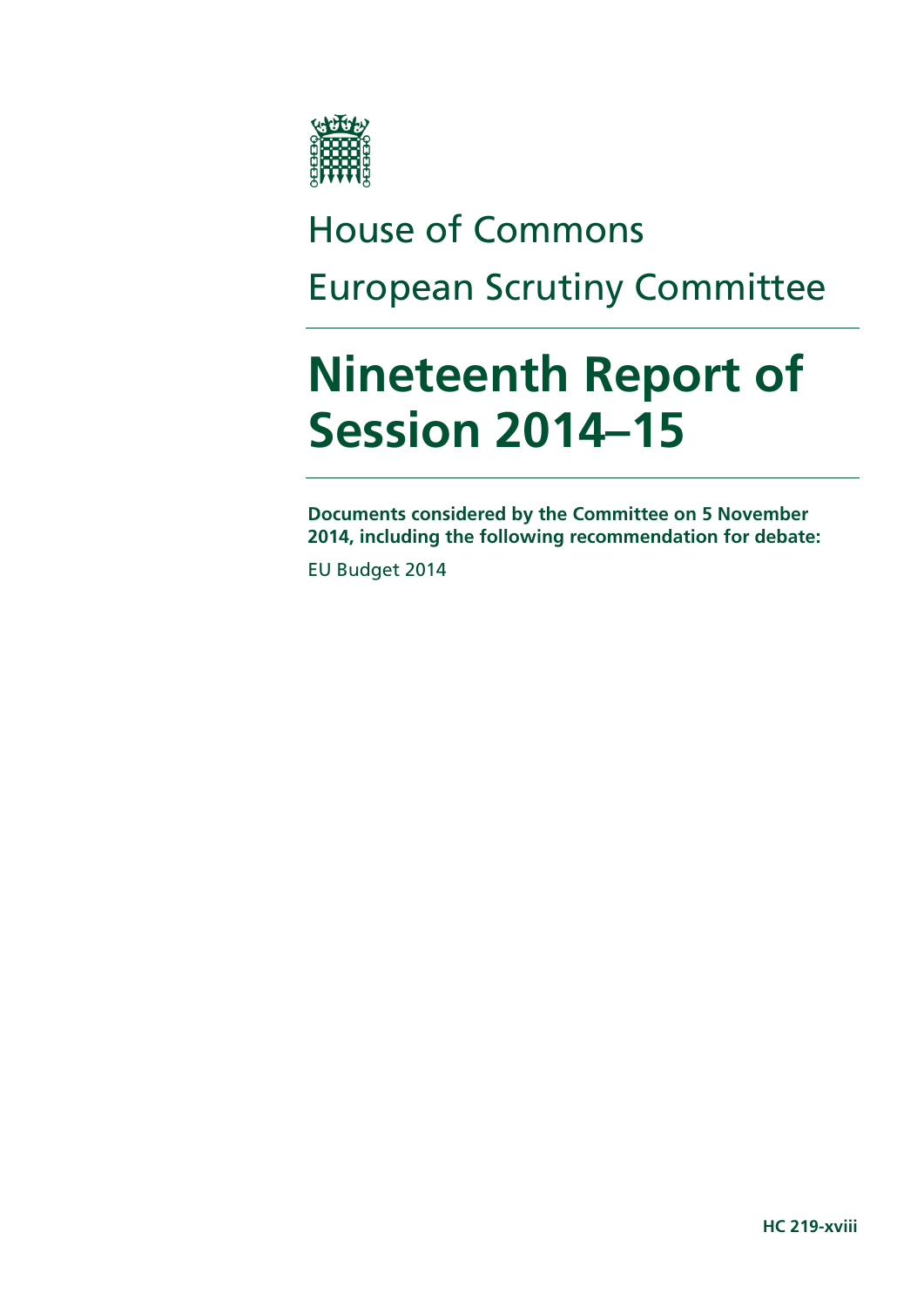House of Commons

European Scrutiny Committee

# Nineteenth Report of Session 2014–15

**Documents considered by the Committee on 5 November 2014, including the following recommendation for debate:**

EU Budget 2014

**HC 219-xviii**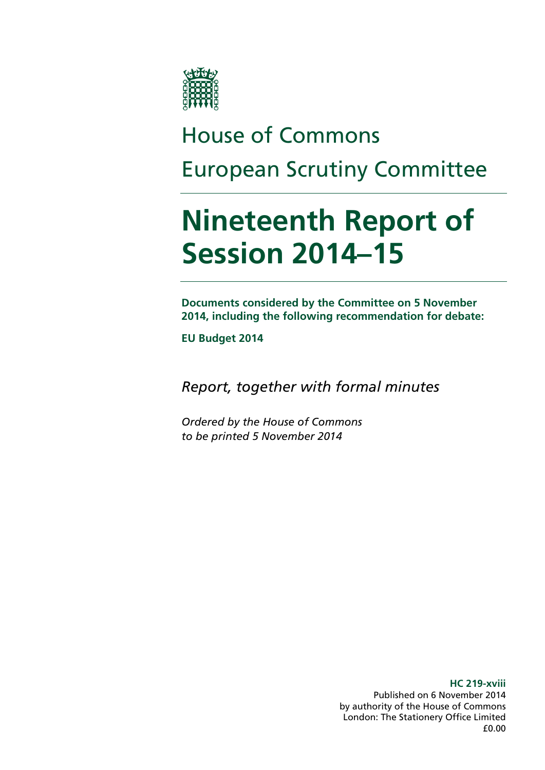# House of Commons

# European Scrutiny Committee

# Nineteenth Report of Session 2014–15

**Documents considered by the Committee on 5 November 2014, including the following recommendation for debate:**

**EU Budget 2014**

*Report, together with formal minutes*

*Ordered by the House of Commons to be printed 5 November 2014*

**HC 219-xviii**
Published on 6 November 2014
by authority of the House of Commons
London: The Stationery Office Limited
£0.00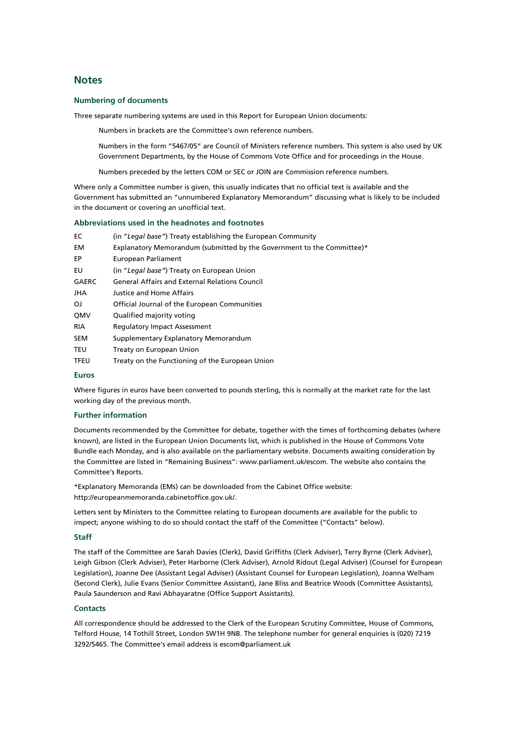# Notes

## Numbering of documents

Three separate numbering systems are used in this Report for European Union documents:

> Numbers in brackets are the Committee's own reference numbers.
>
> Numbers in the form "5467/05" are Council of Ministers reference numbers. This system is also used by UK Government Departments, by the House of Commons Vote Office and for proceedings in the House.
>
> Numbers preceded by the letters COM or SEC or JOIN are Commission reference numbers.

Where only a Committee number is given, this usually indicates that no official text is available and the Government has submitted an "unnumbered Explanatory Memorandum" discussing what is likely to be included in the document or covering an unofficial text.

## Abbreviations used in the headnotes and footnotes

| | |
|---|---|
| EC | (in "*Legal base*") Treaty establishing the European Community |
| EM | Explanatory Memorandum (submitted by the Government to the Committee)* |
| EP | European Parliament |
| EU | (in "*Legal base*") Treaty on European Union |
| GAERC | General Affairs and External Relations Council |
| JHA | Justice and Home Affairs |
| OJ | Official Journal of the European Communities |
| QMV | Qualified majority voting |
| RIA | Regulatory Impact Assessment |
| SEM | Supplementary Explanatory Memorandum |
| TEU | Treaty on European Union |
| TFEU | Treaty on the Functioning of the European Union |

## Euros

Where figures in euros have been converted to pounds sterling, this is normally at the market rate for the last working day of the previous month.

## Further information

Documents recommended by the Committee for debate, together with the times of forthcoming debates (where known), are listed in the European Union Documents list, which is published in the House of Commons Vote Bundle each Monday, and is also available on the parliamentary website. Documents awaiting consideration by the Committee are listed in "Remaining Business": www.parliament.uk/escom. The website also contains the Committee's Reports.

*Explanatory Memoranda (EMs) can be downloaded from the Cabinet Office website: http://europeanmemoranda.cabinetoffice.gov.uk/.

Letters sent by Ministers to the Committee relating to European documents are available for the public to inspect; anyone wishing to do so should contact the staff of the Committee ("Contacts" below).

## Staff

The staff of the Committee are Sarah Davies (Clerk), David Griffiths (Clerk Adviser), Terry Byrne (Clerk Adviser), Leigh Gibson (Clerk Adviser), Peter Harborne (Clerk Adviser), Arnold Ridout (Legal Adviser) (Counsel for European Legislation), Joanne Dee (Assistant Legal Adviser) (Assistant Counsel for European Legislation), Joanna Welham (Second Clerk), Julie Evans (Senior Committee Assistant), Jane Bliss and Beatrice Woods (Committee Assistants), Paula Saunderson and Ravi Abhayaratne (Office Support Assistants).

## Contacts

All correspondence should be addressed to the Clerk of the European Scrutiny Committee, House of Commons, Telford House, 14 Tothill Street, London SW1H 9NB. The telephone number for general enquiries is (020) 7219 3292/5465. The Committee's email address is escom@parliament.uk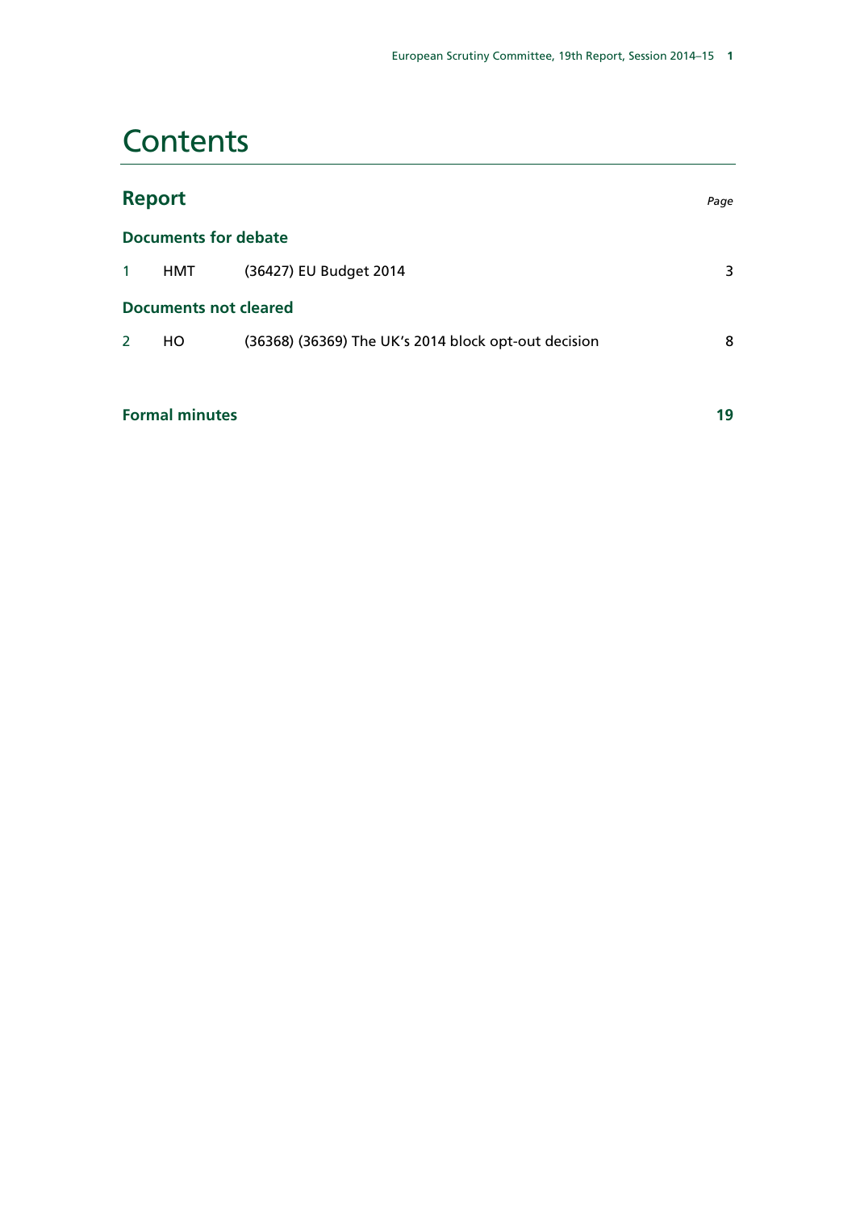# Contents

## Report

*Page*

### Documents for debate

| | | | |
|---|---|---|---|
| 1 | HMT | (36427) EU Budget 2014 | 3 |

### Documents not cleared

| | | | |
|---|---|---|---|
| 2 | HO | (36368) (36369) The UK's 2014 block opt-out decision | 8 |

**Formal minutes** **19**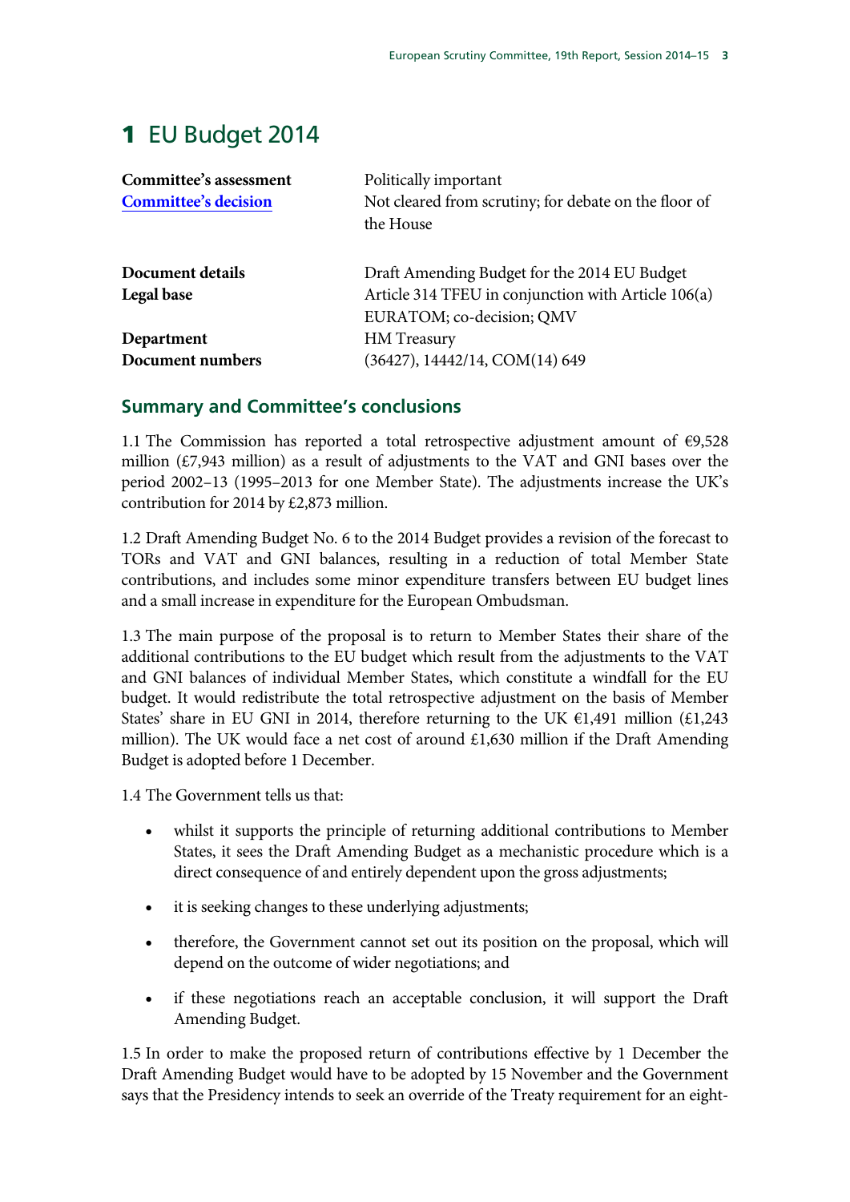# 1 EU Budget 2014

| | |
|---|---|
| **Committee's assessment** | Politically important |
| **Committee's decision** | Not cleared from scrutiny; for debate on the floor of the House |
| | |
| **Document details** | Draft Amending Budget for the 2014 EU Budget |
| **Legal base** | Article 314 TFEU in conjunction with Article 106(a) EURATOM; co-decision; QMV |
| **Department** | HM Treasury |
| **Document numbers** | (36427), 14442/14, COM(14) 649 |

## Summary and Committee's conclusions

1.1 The Commission has reported a total retrospective adjustment amount of €9,528 million (£7,943 million) as a result of adjustments to the VAT and GNI bases over the period 2002–13 (1995–2013 for one Member State). The adjustments increase the UK's contribution for 2014 by £2,873 million.

1.2 Draft Amending Budget No. 6 to the 2014 Budget provides a revision of the forecast to TORs and VAT and GNI balances, resulting in a reduction of total Member State contributions, and includes some minor expenditure transfers between EU budget lines and a small increase in expenditure for the European Ombudsman.

1.3 The main purpose of the proposal is to return to Member States their share of the additional contributions to the EU budget which result from the adjustments to the VAT and GNI balances of individual Member States, which constitute a windfall for the EU budget. It would redistribute the total retrospective adjustment on the basis of Member States' share in EU GNI in 2014, therefore returning to the UK €1,491 million (£1,243 million). The UK would face a net cost of around £1,630 million if the Draft Amending Budget is adopted before 1 December.

1.4 The Government tells us that:

- whilst it supports the principle of returning additional contributions to Member States, it sees the Draft Amending Budget as a mechanistic procedure which is a direct consequence of and entirely dependent upon the gross adjustments;
- it is seeking changes to these underlying adjustments;
- therefore, the Government cannot set out its position on the proposal, which will depend on the outcome of wider negotiations; and
- if these negotiations reach an acceptable conclusion, it will support the Draft Amending Budget.

1.5 In order to make the proposed return of contributions effective by 1 December the Draft Amending Budget would have to be adopted by 15 November and the Government says that the Presidency intends to seek an override of the Treaty requirement for an eight-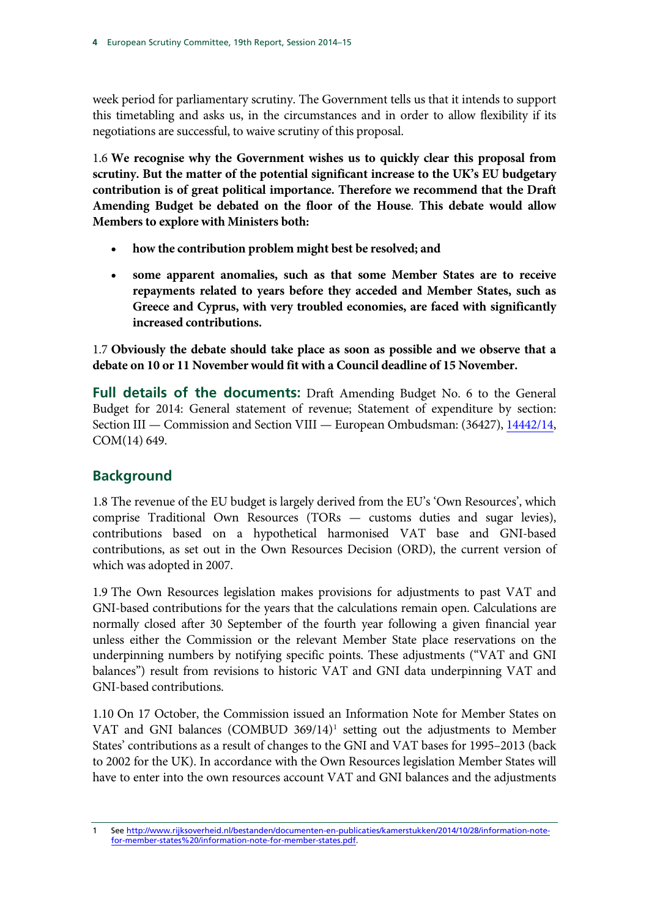week period for parliamentary scrutiny. The Government tells us that it intends to support this timetabling and asks us, in the circumstances and in order to allow flexibility if its negotiations are successful, to waive scrutiny of this proposal.

1.6 **We recognise why the Government wishes us to quickly clear this proposal from scrutiny. But the matter of the potential significant increase to the UK's EU budgetary contribution is of great political importance. Therefore we recommend that the Draft Amending Budget be debated on the floor of the House**. **This debate would allow Members to explore with Ministers both:**

- **how the contribution problem might best be resolved; and**
- **some apparent anomalies, such as that some Member States are to receive repayments related to years before they acceded and Member States, such as Greece and Cyprus, with very troubled economies, are faced with significantly increased contributions.**

1.7 **Obviously the debate should take place as soon as possible and we observe that a debate on 10 or 11 November would fit with a Council deadline of 15 November.**

**Full details of the documents:** Draft Amending Budget No. 6 to the General Budget for 2014: General statement of revenue; Statement of expenditure by section: Section III — Commission and Section VIII — European Ombudsman: (36427), 14442/14, COM(14) 649.

## Background

1.8 The revenue of the EU budget is largely derived from the EU's 'Own Resources', which comprise Traditional Own Resources (TORs — customs duties and sugar levies), contributions based on a hypothetical harmonised VAT base and GNI-based contributions, as set out in the Own Resources Decision (ORD), the current version of which was adopted in 2007.

1.9 The Own Resources legislation makes provisions for adjustments to past VAT and GNI-based contributions for the years that the calculations remain open. Calculations are normally closed after 30 September of the fourth year following a given financial year unless either the Commission or the relevant Member State place reservations on the underpinning numbers by notifying specific points. These adjustments ("VAT and GNI balances") result from revisions to historic VAT and GNI data underpinning VAT and GNI-based contributions.

1.10 On 17 October, the Commission issued an Information Note for Member States on VAT and GNI balances (COMBUD 369/14)[1] setting out the adjustments to Member States' contributions as a result of changes to the GNI and VAT bases for 1995–2013 (back to 2002 for the UK). In accordance with the Own Resources legislation Member States will have to enter into the own resources account VAT and GNI balances and the adjustments

1 See http://www.rijksoverheid.nl/bestanden/documenten-en-publicaties/kamerstukken/2014/10/28/information-note-for-member-states%20/information-note-for-member-states.pdf.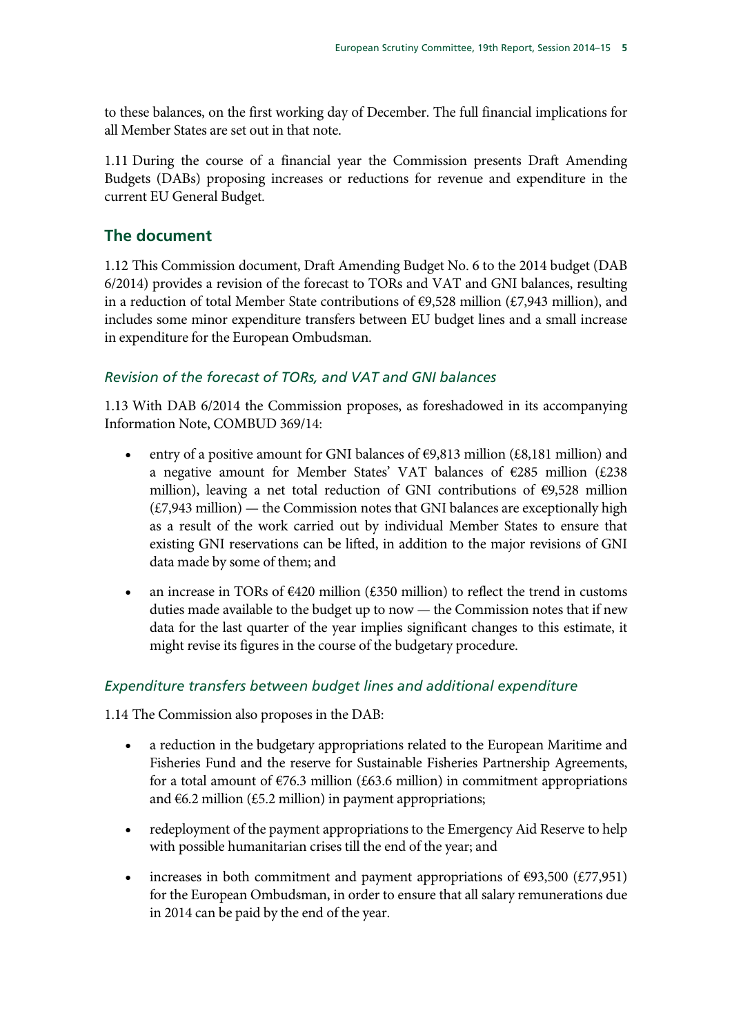to these balances, on the first working day of December. The full financial implications for all Member States are set out in that note.

1.11 During the course of a financial year the Commission presents Draft Amending Budgets (DABs) proposing increases or reductions for revenue and expenditure in the current EU General Budget.

## The document

1.12 This Commission document, Draft Amending Budget No. 6 to the 2014 budget (DAB 6/2014) provides a revision of the forecast to TORs and VAT and GNI balances, resulting in a reduction of total Member State contributions of €9,528 million (£7,943 million), and includes some minor expenditure transfers between EU budget lines and a small increase in expenditure for the European Ombudsman.

### *Revision of the forecast of TORs, and VAT and GNI balances*

1.13 With DAB 6/2014 the Commission proposes, as foreshadowed in its accompanying Information Note, COMBUD 369/14:

- entry of a positive amount for GNI balances of €9,813 million (£8,181 million) and a negative amount for Member States' VAT balances of €285 million (£238 million), leaving a net total reduction of GNI contributions of €9,528 million (£7,943 million) — the Commission notes that GNI balances are exceptionally high as a result of the work carried out by individual Member States to ensure that existing GNI reservations can be lifted, in addition to the major revisions of GNI data made by some of them; and
- an increase in TORs of €420 million (£350 million) to reflect the trend in customs duties made available to the budget up to now — the Commission notes that if new data for the last quarter of the year implies significant changes to this estimate, it might revise its figures in the course of the budgetary procedure.

### *Expenditure transfers between budget lines and additional expenditure*

1.14 The Commission also proposes in the DAB:

- a reduction in the budgetary appropriations related to the European Maritime and Fisheries Fund and the reserve for Sustainable Fisheries Partnership Agreements, for a total amount of €76.3 million (£63.6 million) in commitment appropriations and €6.2 million (£5.2 million) in payment appropriations;
- redeployment of the payment appropriations to the Emergency Aid Reserve to help with possible humanitarian crises till the end of the year; and
- increases in both commitment and payment appropriations of €93,500 (£77,951) for the European Ombudsman, in order to ensure that all salary remunerations due in 2014 can be paid by the end of the year.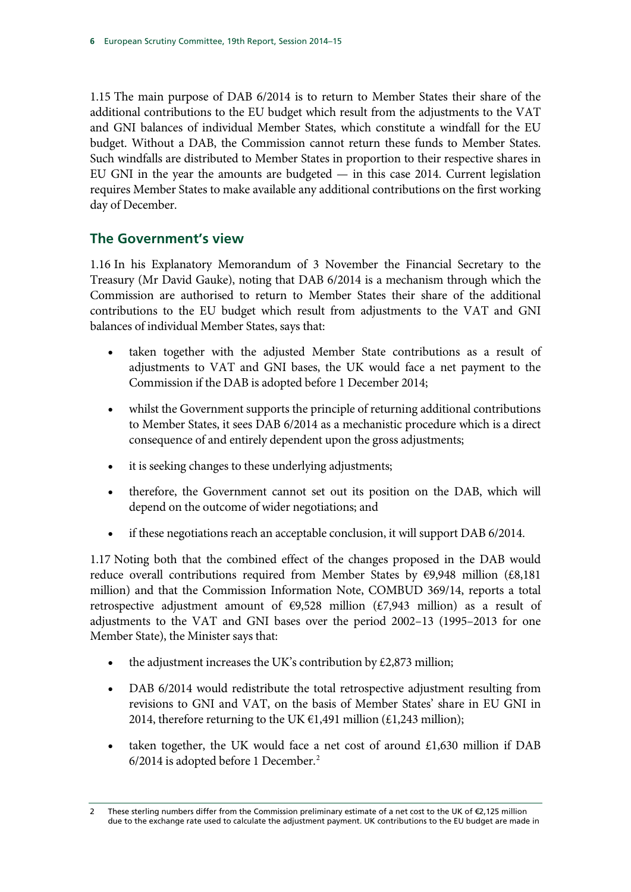1.15 The main purpose of DAB 6/2014 is to return to Member States their share of the additional contributions to the EU budget which result from the adjustments to the VAT and GNI balances of individual Member States, which constitute a windfall for the EU budget. Without a DAB, the Commission cannot return these funds to Member States. Such windfalls are distributed to Member States in proportion to their respective shares in EU GNI in the year the amounts are budgeted — in this case 2014. Current legislation requires Member States to make available any additional contributions on the first working day of December.

## The Government's view

1.16 In his Explanatory Memorandum of 3 November the Financial Secretary to the Treasury (Mr David Gauke), noting that DAB 6/2014 is a mechanism through which the Commission are authorised to return to Member States their share of the additional contributions to the EU budget which result from adjustments to the VAT and GNI balances of individual Member States, says that:

- taken together with the adjusted Member State contributions as a result of adjustments to VAT and GNI bases, the UK would face a net payment to the Commission if the DAB is adopted before 1 December 2014;
- whilst the Government supports the principle of returning additional contributions to Member States, it sees DAB 6/2014 as a mechanistic procedure which is a direct consequence of and entirely dependent upon the gross adjustments;
- it is seeking changes to these underlying adjustments;
- therefore, the Government cannot set out its position on the DAB, which will depend on the outcome of wider negotiations; and
- if these negotiations reach an acceptable conclusion, it will support DAB 6/2014.

1.17 Noting both that the combined effect of the changes proposed in the DAB would reduce overall contributions required from Member States by €9,948 million (£8,181 million) and that the Commission Information Note, COMBUD 369/14, reports a total retrospective adjustment amount of €9,528 million (£7,943 million) as a result of adjustments to the VAT and GNI bases over the period 2002–13 (1995–2013 for one Member State), the Minister says that:

- the adjustment increases the UK's contribution by £2,873 million;
- DAB 6/2014 would redistribute the total retrospective adjustment resulting from revisions to GNI and VAT, on the basis of Member States' share in EU GNI in 2014, therefore returning to the UK €1,491 million (£1,243 million);
- taken together, the UK would face a net cost of around £1,630 million if DAB 6/2014 is adopted before 1 December.[2]

---

2 These sterling numbers differ from the Commission preliminary estimate of a net cost to the UK of €2,125 million due to the exchange rate used to calculate the adjustment payment. UK contributions to the EU budget are made in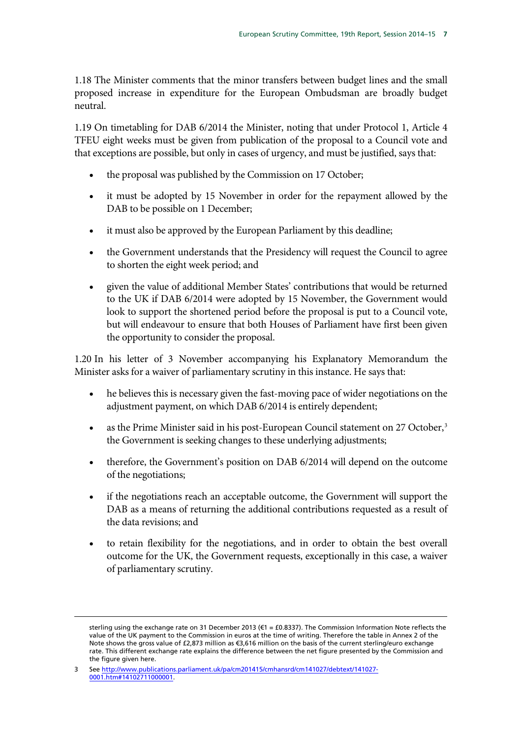1.18 The Minister comments that the minor transfers between budget lines and the small proposed increase in expenditure for the European Ombudsman are broadly budget neutral.

1.19 On timetabling for DAB 6/2014 the Minister, noting that under Protocol 1, Article 4 TFEU eight weeks must be given from publication of the proposal to a Council vote and that exceptions are possible, but only in cases of urgency, and must be justified, says that:

- the proposal was published by the Commission on 17 October;
- it must be adopted by 15 November in order for the repayment allowed by the DAB to be possible on 1 December;
- it must also be approved by the European Parliament by this deadline;
- the Government understands that the Presidency will request the Council to agree to shorten the eight week period; and
- given the value of additional Member States' contributions that would be returned to the UK if DAB 6/2014 were adopted by 15 November, the Government would look to support the shortened period before the proposal is put to a Council vote, but will endeavour to ensure that both Houses of Parliament have first been given the opportunity to consider the proposal.

1.20 In his letter of 3 November accompanying his Explanatory Memorandum the Minister asks for a waiver of parliamentary scrutiny in this instance. He says that:

- he believes this is necessary given the fast-moving pace of wider negotiations on the adjustment payment, on which DAB 6/2014 is entirely dependent;
- as the Prime Minister said in his post-European Council statement on 27 October,[3] the Government is seeking changes to these underlying adjustments;
- therefore, the Government's position on DAB 6/2014 will depend on the outcome of the negotiations;
- if the negotiations reach an acceptable outcome, the Government will support the DAB as a means of returning the additional contributions requested as a result of the data revisions; and
- to retain flexibility for the negotiations, and in order to obtain the best overall outcome for the UK, the Government requests, exceptionally in this case, a waiver of parliamentary scrutiny.

---

sterling using the exchange rate on 31 December 2013 (€1 = £0.8337). The Commission Information Note reflects the value of the UK payment to the Commission in euros at the time of writing. Therefore the table in Annex 2 of the Note shows the gross value of £2,873 million as €3,616 million on the basis of the current sterling/euro exchange rate. This different exchange rate explains the difference between the net figure presented by the Commission and the figure given here.

3 See http://www.publications.parliament.uk/pa/cm201415/cmhansrd/cm141027/debtext/141027-0001.htm#14102711000001.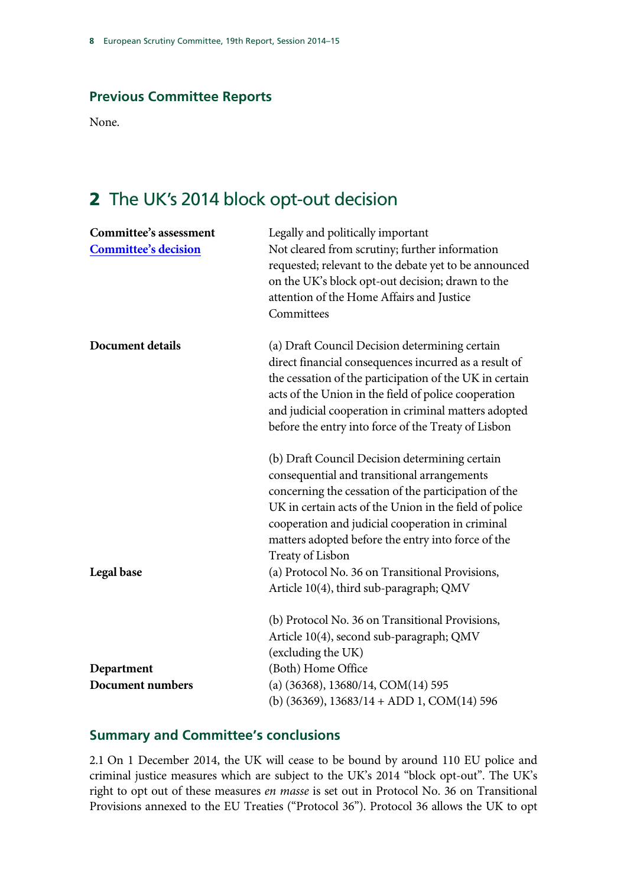### Previous Committee Reports

None.

## 2 The UK's 2014 block opt-out decision

| | |
|---|---|
| **Committee's assessment** | Legally and politically important |
| **Committee's decision** | Not cleared from scrutiny; further information requested; relevant to the debate yet to be announced on the UK's block opt-out decision; drawn to the attention of the Home Affairs and Justice Committees |
| **Document details** | (a) Draft Council Decision determining certain direct financial consequences incurred as a result of the cessation of the participation of the UK in certain acts of the Union in the field of police cooperation and judicial cooperation in criminal matters adopted before the entry into force of the Treaty of Lisbon<br><br>(b) Draft Council Decision determining certain consequential and transitional arrangements concerning the cessation of the participation of the UK in certain acts of the Union in the field of police cooperation and judicial cooperation in criminal matters adopted before the entry into force of the Treaty of Lisbon |
| **Legal base** | (a) Protocol No. 36 on Transitional Provisions, Article 10(4), third sub-paragraph; QMV<br><br>(b) Protocol No. 36 on Transitional Provisions, Article 10(4), second sub-paragraph; QMV (excluding the UK) |
| **Department** | (Both) Home Office |
| **Document numbers** | (a) (36368), 13680/14, COM(14) 595<br>(b) (36369), 13683/14 + ADD 1, COM(14) 596 |

### Summary and Committee's conclusions

2.1 On 1 December 2014, the UK will cease to be bound by around 110 EU police and criminal justice measures which are subject to the UK's 2014 "block opt-out". The UK's right to opt out of these measures *en masse* is set out in Protocol No. 36 on Transitional Provisions annexed to the EU Treaties ("Protocol 36"). Protocol 36 allows the UK to opt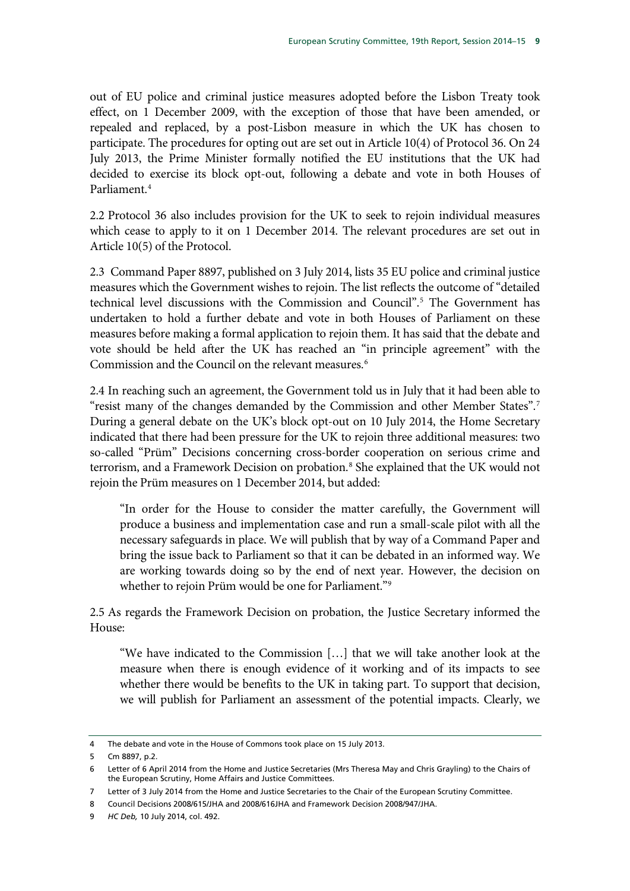out of EU police and criminal justice measures adopted before the Lisbon Treaty took effect, on 1 December 2009, with the exception of those that have been amended, or repealed and replaced, by a post-Lisbon measure in which the UK has chosen to participate. The procedures for opting out are set out in Article 10(4) of Protocol 36. On 24 July 2013, the Prime Minister formally notified the EU institutions that the UK had decided to exercise its block opt-out, following a debate and vote in both Houses of Parliament.[4]

2.2 Protocol 36 also includes provision for the UK to seek to rejoin individual measures which cease to apply to it on 1 December 2014. The relevant procedures are set out in Article 10(5) of the Protocol.

2.3 Command Paper 8897, published on 3 July 2014, lists 35 EU police and criminal justice measures which the Government wishes to rejoin. The list reflects the outcome of "detailed technical level discussions with the Commission and Council".[5] The Government has undertaken to hold a further debate and vote in both Houses of Parliament on these measures before making a formal application to rejoin them. It has said that the debate and vote should be held after the UK has reached an "in principle agreement" with the Commission and the Council on the relevant measures.[6]

2.4 In reaching such an agreement, the Government told us in July that it had been able to "resist many of the changes demanded by the Commission and other Member States".[7] During a general debate on the UK's block opt-out on 10 July 2014, the Home Secretary indicated that there had been pressure for the UK to rejoin three additional measures: two so-called "Prüm" Decisions concerning cross-border cooperation on serious crime and terrorism, and a Framework Decision on probation.[8] She explained that the UK would not rejoin the Prüm measures on 1 December 2014, but added:

> "In order for the House to consider the matter carefully, the Government will produce a business and implementation case and run a small-scale pilot with all the necessary safeguards in place. We will publish that by way of a Command Paper and bring the issue back to Parliament so that it can be debated in an informed way. We are working towards doing so by the end of next year. However, the decision on whether to rejoin Prüm would be one for Parliament."[9]

2.5 As regards the Framework Decision on probation, the Justice Secretary informed the House:

> "We have indicated to the Commission […] that we will take another look at the measure when there is enough evidence of it working and of its impacts to see whether there would be benefits to the UK in taking part. To support that decision, we will publish for Parliament an assessment of the potential impacts. Clearly, we

---

4 The debate and vote in the House of Commons took place on 15 July 2013.

5 Cm 8897, p.2.

6 Letter of 6 April 2014 from the Home and Justice Secretaries (Mrs Theresa May and Chris Grayling) to the Chairs of the European Scrutiny, Home Affairs and Justice Committees.

7 Letter of 3 July 2014 from the Home and Justice Secretaries to the Chair of the European Scrutiny Committee.

8 Council Decisions 2008/615/JHA and 2008/616JHA and Framework Decision 2008/947/JHA.

9 *HC Deb,* 10 July 2014, col. 492.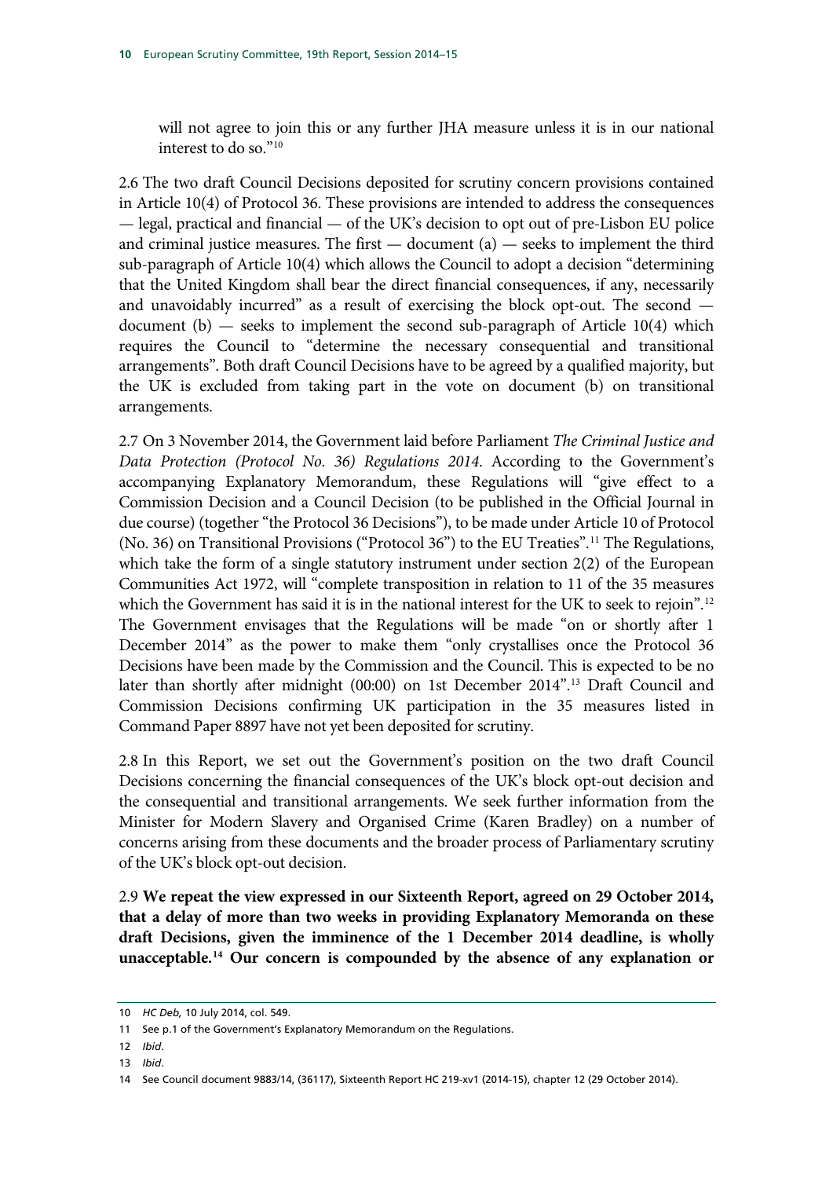will not agree to join this or any further JHA measure unless it is in our national interest to do so."[10]

2.6 The two draft Council Decisions deposited for scrutiny concern provisions contained in Article 10(4) of Protocol 36. These provisions are intended to address the consequences — legal, practical and financial — of the UK's decision to opt out of pre-Lisbon EU police and criminal justice measures. The first — document (a) — seeks to implement the third sub-paragraph of Article 10(4) which allows the Council to adopt a decision "determining that the United Kingdom shall bear the direct financial consequences, if any, necessarily and unavoidably incurred" as a result of exercising the block opt-out. The second — document (b) — seeks to implement the second sub-paragraph of Article 10(4) which requires the Council to "determine the necessary consequential and transitional arrangements". Both draft Council Decisions have to be agreed by a qualified majority, but the UK is excluded from taking part in the vote on document (b) on transitional arrangements.

2.7 On 3 November 2014, the Government laid before Parliament *The Criminal Justice and Data Protection (Protocol No. 36) Regulations 2014*. According to the Government's accompanying Explanatory Memorandum, these Regulations will "give effect to a Commission Decision and a Council Decision (to be published in the Official Journal in due course) (together "the Protocol 36 Decisions"), to be made under Article 10 of Protocol (No. 36) on Transitional Provisions ("Protocol 36") to the EU Treaties".[11] The Regulations, which take the form of a single statutory instrument under section 2(2) of the European Communities Act 1972, will "complete transposition in relation to 11 of the 35 measures which the Government has said it is in the national interest for the UK to seek to rejoin".[12] The Government envisages that the Regulations will be made "on or shortly after 1 December 2014" as the power to make them "only crystallises once the Protocol 36 Decisions have been made by the Commission and the Council. This is expected to be no later than shortly after midnight (00:00) on 1st December 2014".[13] Draft Council and Commission Decisions confirming UK participation in the 35 measures listed in Command Paper 8897 have not yet been deposited for scrutiny.

2.8 In this Report, we set out the Government's position on the two draft Council Decisions concerning the financial consequences of the UK's block opt-out decision and the consequential and transitional arrangements. We seek further information from the Minister for Modern Slavery and Organised Crime (Karen Bradley) on a number of concerns arising from these documents and the broader process of Parliamentary scrutiny of the UK's block opt-out decision.

2.9 **We repeat the view expressed in our Sixteenth Report, agreed on 29 October 2014, that a delay of more than two weeks in providing Explanatory Memoranda on these draft Decisions, given the imminence of the 1 December 2014 deadline, is wholly unacceptable.[14] Our concern is compounded by the absence of any explanation or**

10 *HC Deb,* 10 July 2014, col. 549.

11 See p.1 of the Government's Explanatory Memorandum on the Regulations.

12 *Ibid*.

13 *Ibid*.

14 See Council document 9883/14, (36117), Sixteenth Report HC 219-xv1 (2014-15), chapter 12 (29 October 2014).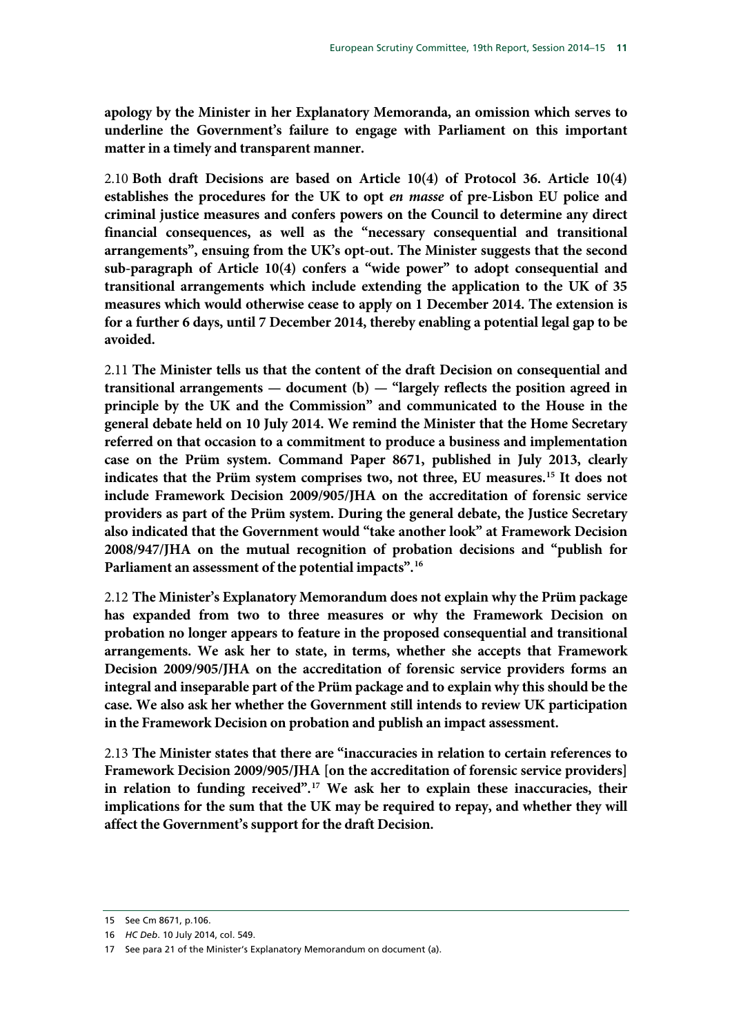**apology by the Minister in her Explanatory Memoranda, an omission which serves to underline the Government's failure to engage with Parliament on this important matter in a timely and transparent manner.**

2.10 **Both draft Decisions are based on Article 10(4) of Protocol 36. Article 10(4) establishes the procedures for the UK to opt *en masse* of pre-Lisbon EU police and criminal justice measures and confers powers on the Council to determine any direct financial consequences, as well as the "necessary consequential and transitional arrangements", ensuing from the UK's opt-out. The Minister suggests that the second sub-paragraph of Article 10(4) confers a "wide power" to adopt consequential and transitional arrangements which include extending the application to the UK of 35 measures which would otherwise cease to apply on 1 December 2014. The extension is for a further 6 days, until 7 December 2014, thereby enabling a potential legal gap to be avoided.**

2.11 **The Minister tells us that the content of the draft Decision on consequential and transitional arrangements — document (b) — "largely reflects the position agreed in principle by the UK and the Commission" and communicated to the House in the general debate held on 10 July 2014. We remind the Minister that the Home Secretary referred on that occasion to a commitment to produce a business and implementation case on the Prüm system. Command Paper 8671, published in July 2013, clearly indicates that the Prüm system comprises two, not three, EU measures.[15] It does not include Framework Decision 2009/905/JHA on the accreditation of forensic service providers as part of the Prüm system. During the general debate, the Justice Secretary also indicated that the Government would "take another look" at Framework Decision 2008/947/JHA on the mutual recognition of probation decisions and "publish for Parliament an assessment of the potential impacts".[16]**

2.12 **The Minister's Explanatory Memorandum does not explain why the Prüm package has expanded from two to three measures or why the Framework Decision on probation no longer appears to feature in the proposed consequential and transitional arrangements. We ask her to state, in terms, whether she accepts that Framework Decision 2009/905/JHA on the accreditation of forensic service providers forms an integral and inseparable part of the Prüm package and to explain why this should be the case. We also ask her whether the Government still intends to review UK participation in the Framework Decision on probation and publish an impact assessment.**

2.13 **The Minister states that there are "inaccuracies in relation to certain references to Framework Decision 2009/905/JHA [on the accreditation of forensic service providers] in relation to funding received".[17] We ask her to explain these inaccuracies, their implications for the sum that the UK may be required to repay, and whether they will affect the Government's support for the draft Decision.**

15 See Cm 8671, p.106.

16 *HC Deb*. 10 July 2014, col. 549.

17 See para 21 of the Minister's Explanatory Memorandum on document (a).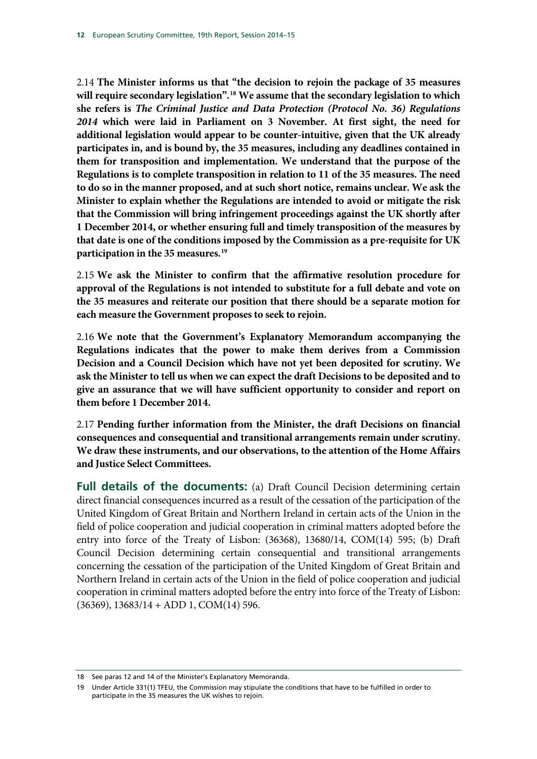2.14 **The Minister informs us that "the decision to rejoin the package of 35 measures will require secondary legislation".[18] We assume that the secondary legislation to which she refers is *The Criminal Justice and Data Protection (Protocol No. 36) Regulations 2014* which were laid in Parliament on 3 November. At first sight, the need for additional legislation would appear to be counter-intuitive, given that the UK already participates in, and is bound by, the 35 measures, including any deadlines contained in them for transposition and implementation. We understand that the purpose of the Regulations is to complete transposition in relation to 11 of the 35 measures. The need to do so in the manner proposed, and at such short notice, remains unclear. We ask the Minister to explain whether the Regulations are intended to avoid or mitigate the risk that the Commission will bring infringement proceedings against the UK shortly after 1 December 2014, or whether ensuring full and timely transposition of the measures by that date is one of the conditions imposed by the Commission as a pre-requisite for UK participation in the 35 measures.[19]**

2.15 **We ask the Minister to confirm that the affirmative resolution procedure for approval of the Regulations is not intended to substitute for a full debate and vote on the 35 measures and reiterate our position that there should be a separate motion for each measure the Government proposes to seek to rejoin.**

2.16 **We note that the Government's Explanatory Memorandum accompanying the Regulations indicates that the power to make them derives from a Commission Decision and a Council Decision which have not yet been deposited for scrutiny. We ask the Minister to tell us when we can expect the draft Decisions to be deposited and to give an assurance that we will have sufficient opportunity to consider and report on them before 1 December 2014.**

2.17 **Pending further information from the Minister, the draft Decisions on financial consequences and consequential and transitional arrangements remain under scrutiny. We draw these instruments, and our observations, to the attention of the Home Affairs and Justice Select Committees.**

**Full details of the documents:** (a) Draft Council Decision determining certain direct financial consequences incurred as a result of the cessation of the participation of the United Kingdom of Great Britain and Northern Ireland in certain acts of the Union in the field of police cooperation and judicial cooperation in criminal matters adopted before the entry into force of the Treaty of Lisbon: (36368), 13680/14, COM(14) 595; (b) Draft Council Decision determining certain consequential and transitional arrangements concerning the cessation of the participation of the United Kingdom of Great Britain and Northern Ireland in certain acts of the Union in the field of police cooperation and judicial cooperation in criminal matters adopted before the entry into force of the Treaty of Lisbon: (36369), 13683/14 + ADD 1, COM(14) 596.

---

18 See paras 12 and 14 of the Minister's Explanatory Memoranda.

19 Under Article 331(1) TFEU, the Commission may stipulate the conditions that have to be fulfilled in order to participate in the 35 measures the UK wishes to rejoin.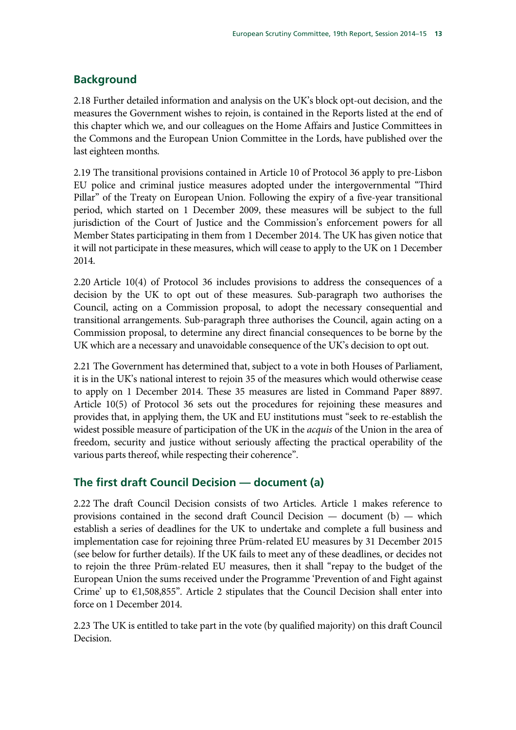## Background

2.18 Further detailed information and analysis on the UK's block opt-out decision, and the measures the Government wishes to rejoin, is contained in the Reports listed at the end of this chapter which we, and our colleagues on the Home Affairs and Justice Committees in the Commons and the European Union Committee in the Lords, have published over the last eighteen months.

2.19 The transitional provisions contained in Article 10 of Protocol 36 apply to pre-Lisbon EU police and criminal justice measures adopted under the intergovernmental "Third Pillar" of the Treaty on European Union. Following the expiry of a five-year transitional period, which started on 1 December 2009, these measures will be subject to the full jurisdiction of the Court of Justice and the Commission's enforcement powers for all Member States participating in them from 1 December 2014. The UK has given notice that it will not participate in these measures, which will cease to apply to the UK on 1 December 2014.

2.20 Article 10(4) of Protocol 36 includes provisions to address the consequences of a decision by the UK to opt out of these measures. Sub-paragraph two authorises the Council, acting on a Commission proposal, to adopt the necessary consequential and transitional arrangements. Sub-paragraph three authorises the Council, again acting on a Commission proposal, to determine any direct financial consequences to be borne by the UK which are a necessary and unavoidable consequence of the UK's decision to opt out.

2.21 The Government has determined that, subject to a vote in both Houses of Parliament, it is in the UK's national interest to rejoin 35 of the measures which would otherwise cease to apply on 1 December 2014. These 35 measures are listed in Command Paper 8897. Article 10(5) of Protocol 36 sets out the procedures for rejoining these measures and provides that, in applying them, the UK and EU institutions must "seek to re-establish the widest possible measure of participation of the UK in the *acquis* of the Union in the area of freedom, security and justice without seriously affecting the practical operability of the various parts thereof, while respecting their coherence".

## The first draft Council Decision — document (a)

2.22 The draft Council Decision consists of two Articles. Article 1 makes reference to provisions contained in the second draft Council Decision — document (b) — which establish a series of deadlines for the UK to undertake and complete a full business and implementation case for rejoining three Prüm-related EU measures by 31 December 2015 (see below for further details). If the UK fails to meet any of these deadlines, or decides not to rejoin the three Prüm-related EU measures, then it shall "repay to the budget of the European Union the sums received under the Programme 'Prevention of and Fight against Crime' up to €1,508,855". Article 2 stipulates that the Council Decision shall enter into force on 1 December 2014.

2.23 The UK is entitled to take part in the vote (by qualified majority) on this draft Council Decision.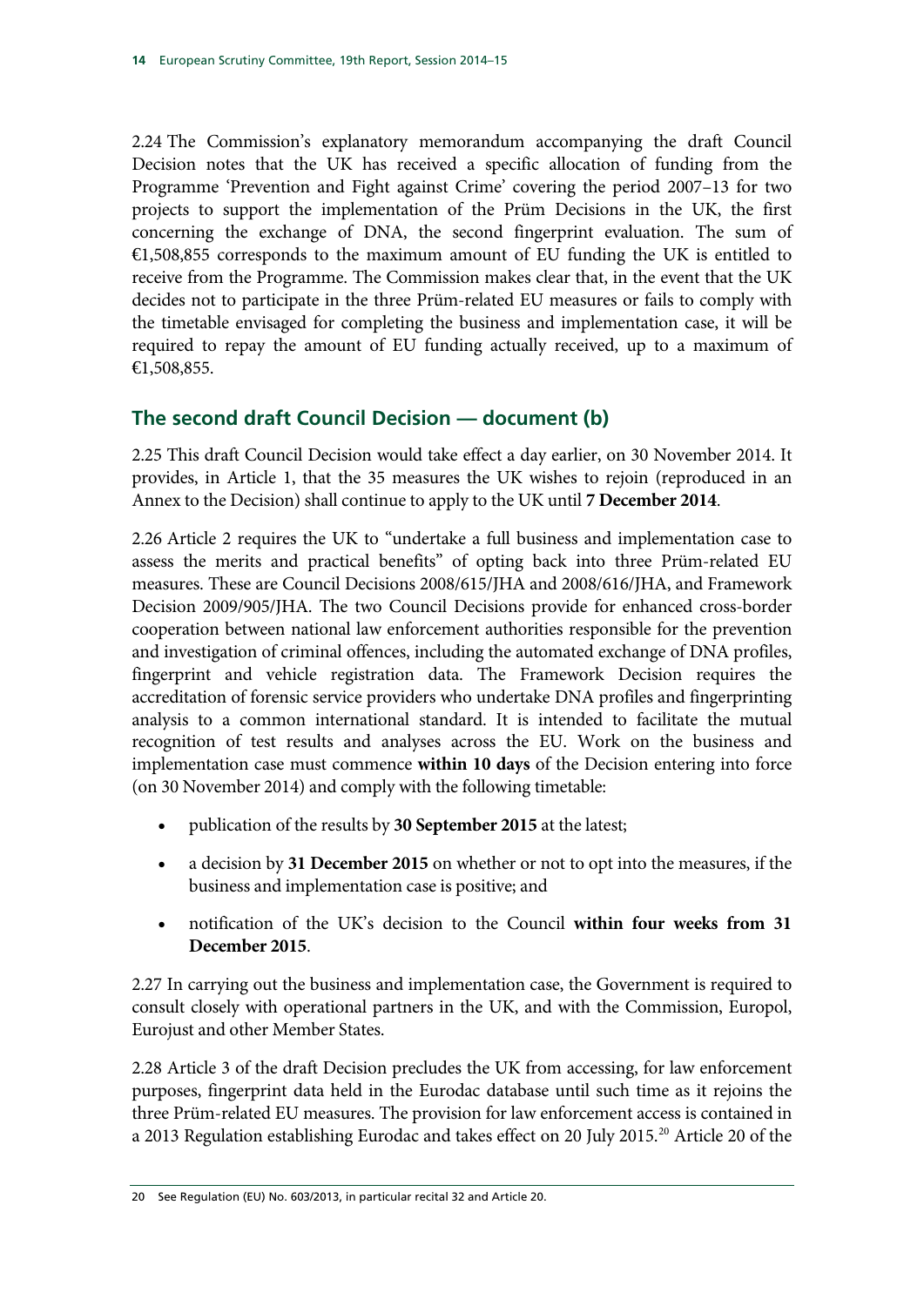2.24 The Commission's explanatory memorandum accompanying the draft Council Decision notes that the UK has received a specific allocation of funding from the Programme 'Prevention and Fight against Crime' covering the period 2007–13 for two projects to support the implementation of the Prüm Decisions in the UK, the first concerning the exchange of DNA, the second fingerprint evaluation. The sum of €1,508,855 corresponds to the maximum amount of EU funding the UK is entitled to receive from the Programme. The Commission makes clear that, in the event that the UK decides not to participate in the three Prüm-related EU measures or fails to comply with the timetable envisaged for completing the business and implementation case, it will be required to repay the amount of EU funding actually received, up to a maximum of €1,508,855.

## The second draft Council Decision — document (b)

2.25 This draft Council Decision would take effect a day earlier, on 30 November 2014. It provides, in Article 1, that the 35 measures the UK wishes to rejoin (reproduced in an Annex to the Decision) shall continue to apply to the UK until **7 December 2014**.

2.26 Article 2 requires the UK to "undertake a full business and implementation case to assess the merits and practical benefits" of opting back into three Prüm-related EU measures. These are Council Decisions 2008/615/JHA and 2008/616/JHA, and Framework Decision 2009/905/JHA. The two Council Decisions provide for enhanced cross-border cooperation between national law enforcement authorities responsible for the prevention and investigation of criminal offences, including the automated exchange of DNA profiles, fingerprint and vehicle registration data. The Framework Decision requires the accreditation of forensic service providers who undertake DNA profiles and fingerprinting analysis to a common international standard. It is intended to facilitate the mutual recognition of test results and analyses across the EU. Work on the business and implementation case must commence **within 10 days** of the Decision entering into force (on 30 November 2014) and comply with the following timetable:

- publication of the results by **30 September 2015** at the latest;
- a decision by **31 December 2015** on whether or not to opt into the measures, if the business and implementation case is positive; and
- notification of the UK's decision to the Council **within four weeks from 31 December 2015**.

2.27 In carrying out the business and implementation case, the Government is required to consult closely with operational partners in the UK, and with the Commission, Europol, Eurojust and other Member States.

2.28 Article 3 of the draft Decision precludes the UK from accessing, for law enforcement purposes, fingerprint data held in the Eurodac database until such time as it rejoins the three Prüm-related EU measures. The provision for law enforcement access is contained in a 2013 Regulation establishing Eurodac and takes effect on 20 July 2015.[20] Article 20 of the

---

20 See Regulation (EU) No. 603/2013, in particular recital 32 and Article 20.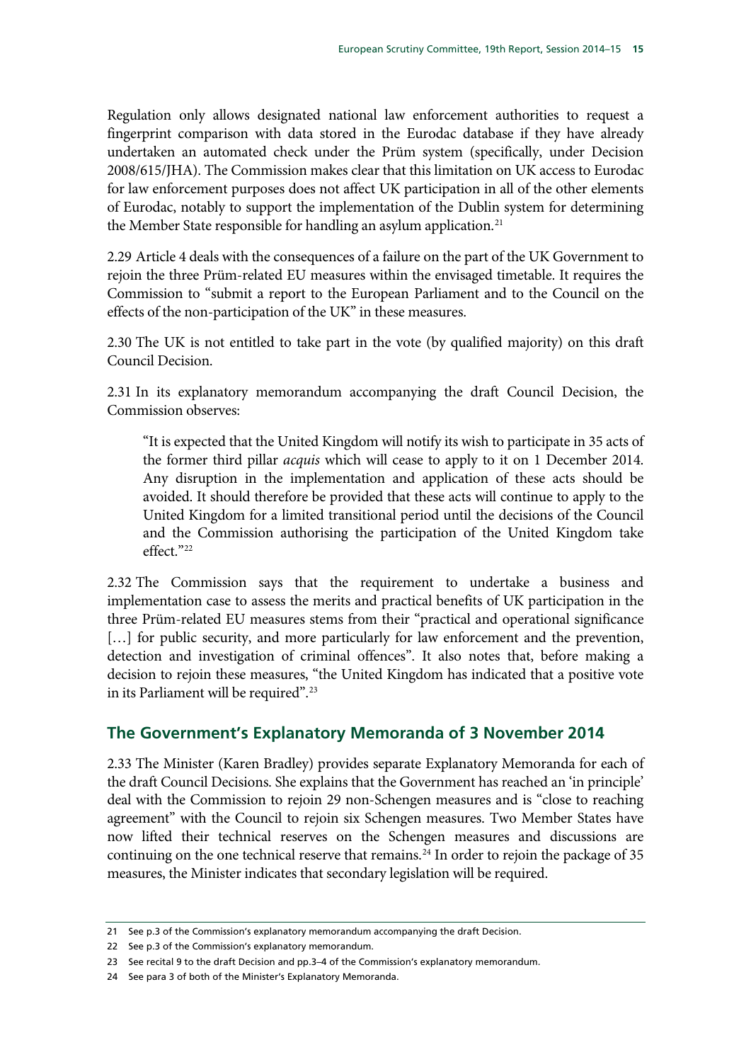Regulation only allows designated national law enforcement authorities to request a fingerprint comparison with data stored in the Eurodac database if they have already undertaken an automated check under the Prüm system (specifically, under Decision 2008/615/JHA). The Commission makes clear that this limitation on UK access to Eurodac for law enforcement purposes does not affect UK participation in all of the other elements of Eurodac, notably to support the implementation of the Dublin system for determining the Member State responsible for handling an asylum application.[21]

2.29 Article 4 deals with the consequences of a failure on the part of the UK Government to rejoin the three Prüm-related EU measures within the envisaged timetable. It requires the Commission to "submit a report to the European Parliament and to the Council on the effects of the non-participation of the UK" in these measures.

2.30 The UK is not entitled to take part in the vote (by qualified majority) on this draft Council Decision.

2.31 In its explanatory memorandum accompanying the draft Council Decision, the Commission observes:

> "It is expected that the United Kingdom will notify its wish to participate in 35 acts of the former third pillar *acquis* which will cease to apply to it on 1 December 2014. Any disruption in the implementation and application of these acts should be avoided. It should therefore be provided that these acts will continue to apply to the United Kingdom for a limited transitional period until the decisions of the Council and the Commission authorising the participation of the United Kingdom take effect."[22]

2.32 The Commission says that the requirement to undertake a business and implementation case to assess the merits and practical benefits of UK participation in the three Prüm-related EU measures stems from their "practical and operational significance […] for public security, and more particularly for law enforcement and the prevention, detection and investigation of criminal offences". It also notes that, before making a decision to rejoin these measures, "the United Kingdom has indicated that a positive vote in its Parliament will be required".[23]

## The Government's Explanatory Memoranda of 3 November 2014

2.33 The Minister (Karen Bradley) provides separate Explanatory Memoranda for each of the draft Council Decisions. She explains that the Government has reached an 'in principle' deal with the Commission to rejoin 29 non-Schengen measures and is "close to reaching agreement" with the Council to rejoin six Schengen measures. Two Member States have now lifted their technical reserves on the Schengen measures and discussions are continuing on the one technical reserve that remains.[24] In order to rejoin the package of 35 measures, the Minister indicates that secondary legislation will be required.

---

21 See p.3 of the Commission's explanatory memorandum accompanying the draft Decision.

22 See p.3 of the Commission's explanatory memorandum.

23 See recital 9 to the draft Decision and pp.3–4 of the Commission's explanatory memorandum.

24 See para 3 of both of the Minister's Explanatory Memoranda.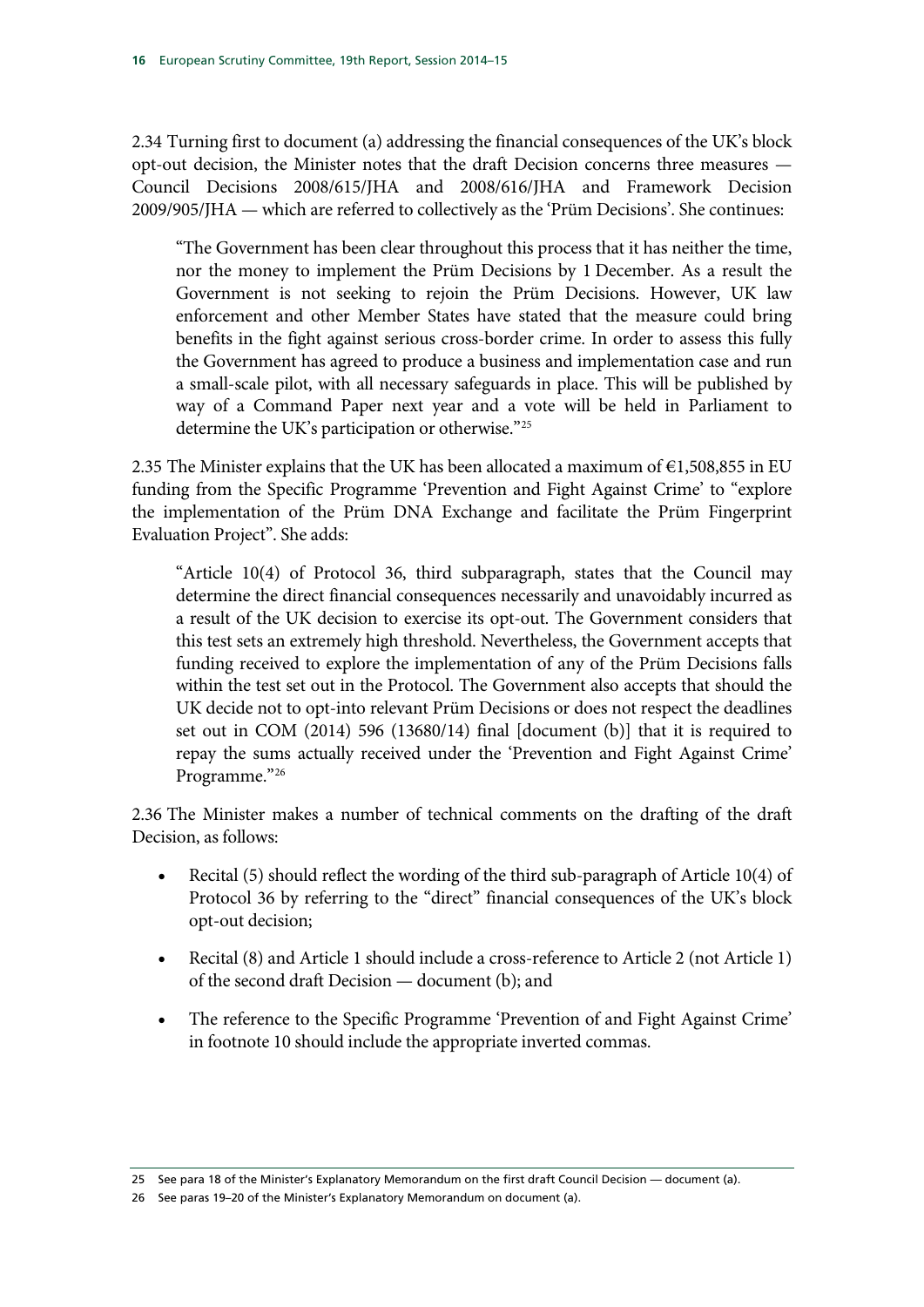2.34 Turning first to document (a) addressing the financial consequences of the UK's block opt-out decision, the Minister notes that the draft Decision concerns three measures — Council Decisions 2008/615/JHA and 2008/616/JHA and Framework Decision 2009/905/JHA — which are referred to collectively as the 'Prüm Decisions'. She continues:

> "The Government has been clear throughout this process that it has neither the time, nor the money to implement the Prüm Decisions by 1 December. As a result the Government is not seeking to rejoin the Prüm Decisions. However, UK law enforcement and other Member States have stated that the measure could bring benefits in the fight against serious cross-border crime. In order to assess this fully the Government has agreed to produce a business and implementation case and run a small-scale pilot, with all necessary safeguards in place. This will be published by way of a Command Paper next year and a vote will be held in Parliament to determine the UK's participation or otherwise."[25]

2.35 The Minister explains that the UK has been allocated a maximum of €1,508,855 in EU funding from the Specific Programme 'Prevention and Fight Against Crime' to "explore the implementation of the Prüm DNA Exchange and facilitate the Prüm Fingerprint Evaluation Project". She adds:

> "Article 10(4) of Protocol 36, third subparagraph, states that the Council may determine the direct financial consequences necessarily and unavoidably incurred as a result of the UK decision to exercise its opt-out. The Government considers that this test sets an extremely high threshold. Nevertheless, the Government accepts that funding received to explore the implementation of any of the Prüm Decisions falls within the test set out in the Protocol. The Government also accepts that should the UK decide not to opt-into relevant Prüm Decisions or does not respect the deadlines set out in COM (2014) 596 (13680/14) final [document (b)] that it is required to repay the sums actually received under the 'Prevention and Fight Against Crime' Programme."[26]

2.36 The Minister makes a number of technical comments on the drafting of the draft Decision, as follows:

- Recital (5) should reflect the wording of the third sub-paragraph of Article 10(4) of Protocol 36 by referring to the "direct" financial consequences of the UK's block opt-out decision;
- Recital (8) and Article 1 should include a cross-reference to Article 2 (not Article 1) of the second draft Decision — document (b); and
- The reference to the Specific Programme 'Prevention of and Fight Against Crime' in footnote 10 should include the appropriate inverted commas.

25 See para 18 of the Minister's Explanatory Memorandum on the first draft Council Decision — document (a).

26 See paras 19–20 of the Minister's Explanatory Memorandum on document (a).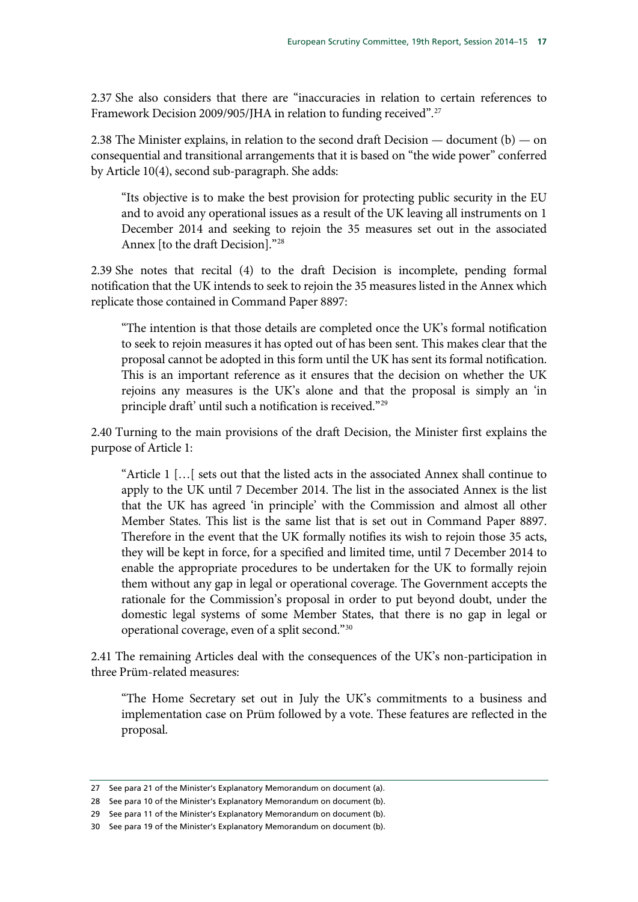2.37 She also considers that there are "inaccuracies in relation to certain references to Framework Decision 2009/905/JHA in relation to funding received".[27]

2.38 The Minister explains, in relation to the second draft Decision — document (b) — on consequential and transitional arrangements that it is based on "the wide power" conferred by Article 10(4), second sub-paragraph. She adds:

> "Its objective is to make the best provision for protecting public security in the EU and to avoid any operational issues as a result of the UK leaving all instruments on 1 December 2014 and seeking to rejoin the 35 measures set out in the associated Annex [to the draft Decision]."[28]

2.39 She notes that recital (4) to the draft Decision is incomplete, pending formal notification that the UK intends to seek to rejoin the 35 measures listed in the Annex which replicate those contained in Command Paper 8897:

> "The intention is that those details are completed once the UK's formal notification to seek to rejoin measures it has opted out of has been sent. This makes clear that the proposal cannot be adopted in this form until the UK has sent its formal notification. This is an important reference as it ensures that the decision on whether the UK rejoins any measures is the UK's alone and that the proposal is simply an 'in principle draft' until such a notification is received."[29]

2.40 Turning to the main provisions of the draft Decision, the Minister first explains the purpose of Article 1:

> "Article 1 […[ sets out that the listed acts in the associated Annex shall continue to apply to the UK until 7 December 2014. The list in the associated Annex is the list that the UK has agreed 'in principle' with the Commission and almost all other Member States. This list is the same list that is set out in Command Paper 8897. Therefore in the event that the UK formally notifies its wish to rejoin those 35 acts, they will be kept in force, for a specified and limited time, until 7 December 2014 to enable the appropriate procedures to be undertaken for the UK to formally rejoin them without any gap in legal or operational coverage. The Government accepts the rationale for the Commission's proposal in order to put beyond doubt, under the domestic legal systems of some Member States, that there is no gap in legal or operational coverage, even of a split second."[30]

2.41 The remaining Articles deal with the consequences of the UK's non-participation in three Prüm-related measures:

> "The Home Secretary set out in July the UK's commitments to a business and implementation case on Prüm followed by a vote. These features are reflected in the proposal.

---

27 See para 21 of the Minister's Explanatory Memorandum on document (a).

28 See para 10 of the Minister's Explanatory Memorandum on document (b).

29 See para 11 of the Minister's Explanatory Memorandum on document (b).

30 See para 19 of the Minister's Explanatory Memorandum on document (b).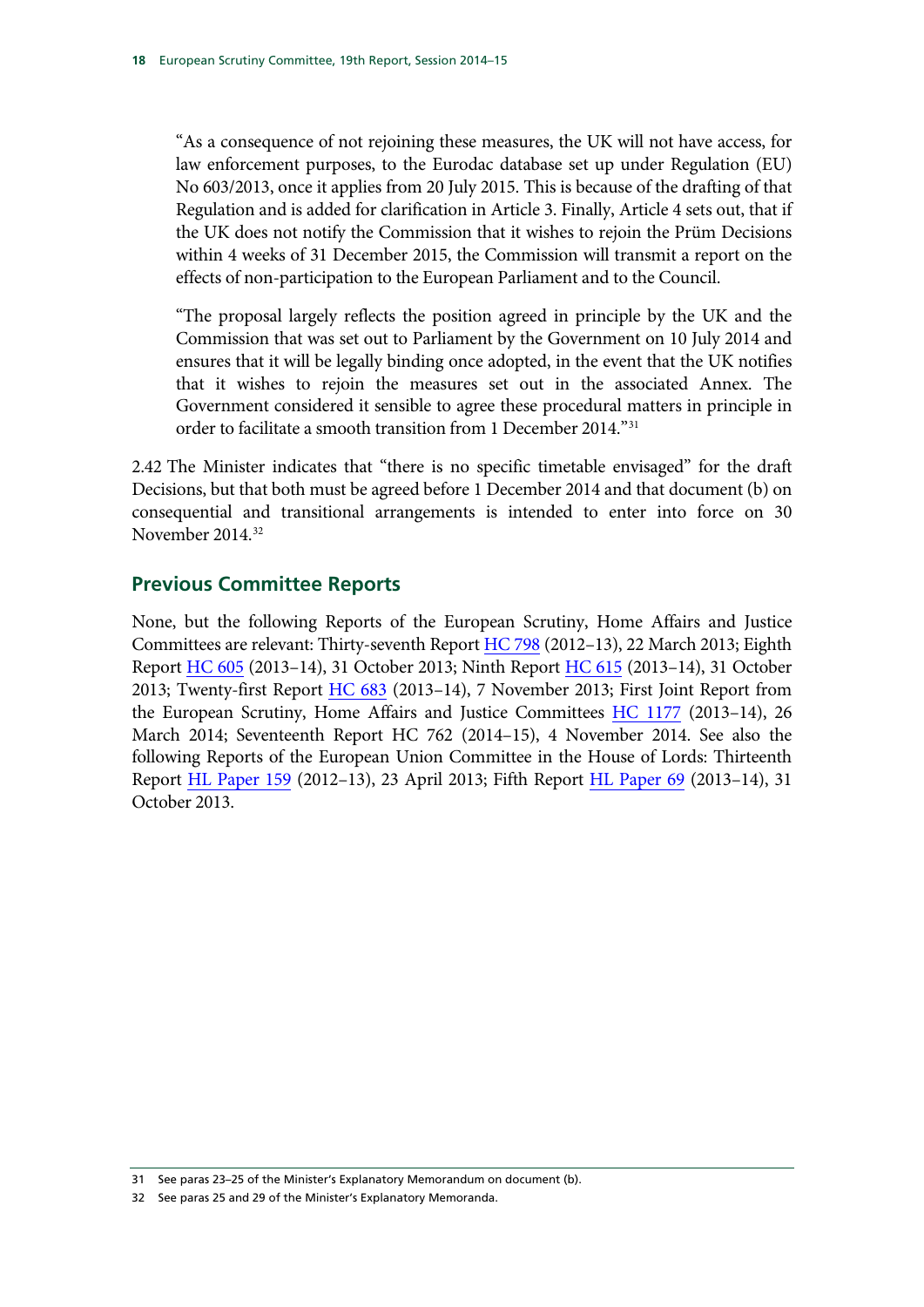"As a consequence of not rejoining these measures, the UK will not have access, for law enforcement purposes, to the Eurodac database set up under Regulation (EU) No 603/2013, once it applies from 20 July 2015. This is because of the drafting of that Regulation and is added for clarification in Article 3. Finally, Article 4 sets out, that if the UK does not notify the Commission that it wishes to rejoin the Prüm Decisions within 4 weeks of 31 December 2015, the Commission will transmit a report on the effects of non-participation to the European Parliament and to the Council.

"The proposal largely reflects the position agreed in principle by the UK and the Commission that was set out to Parliament by the Government on 10 July 2014 and ensures that it will be legally binding once adopted, in the event that the UK notifies that it wishes to rejoin the measures set out in the associated Annex. The Government considered it sensible to agree these procedural matters in principle in order to facilitate a smooth transition from 1 December 2014."[31]

2.42 The Minister indicates that "there is no specific timetable envisaged" for the draft Decisions, but that both must be agreed before 1 December 2014 and that document (b) on consequential and transitional arrangements is intended to enter into force on 30 November 2014.[32]

## Previous Committee Reports

None, but the following Reports of the European Scrutiny, Home Affairs and Justice Committees are relevant: Thirty-seventh Report HC 798 (2012–13), 22 March 2013; Eighth Report HC 605 (2013–14), 31 October 2013; Ninth Report HC 615 (2013–14), 31 October 2013; Twenty-first Report HC 683 (2013–14), 7 November 2013; First Joint Report from the European Scrutiny, Home Affairs and Justice Committees HC 1177 (2013–14), 26 March 2014; Seventeenth Report HC 762 (2014–15), 4 November 2014. See also the following Reports of the European Union Committee in the House of Lords: Thirteenth Report HL Paper 159 (2012–13), 23 April 2013; Fifth Report HL Paper 69 (2013–14), 31 October 2013.

---

31 See paras 23–25 of the Minister's Explanatory Memorandum on document (b).

32 See paras 25 and 29 of the Minister's Explanatory Memoranda.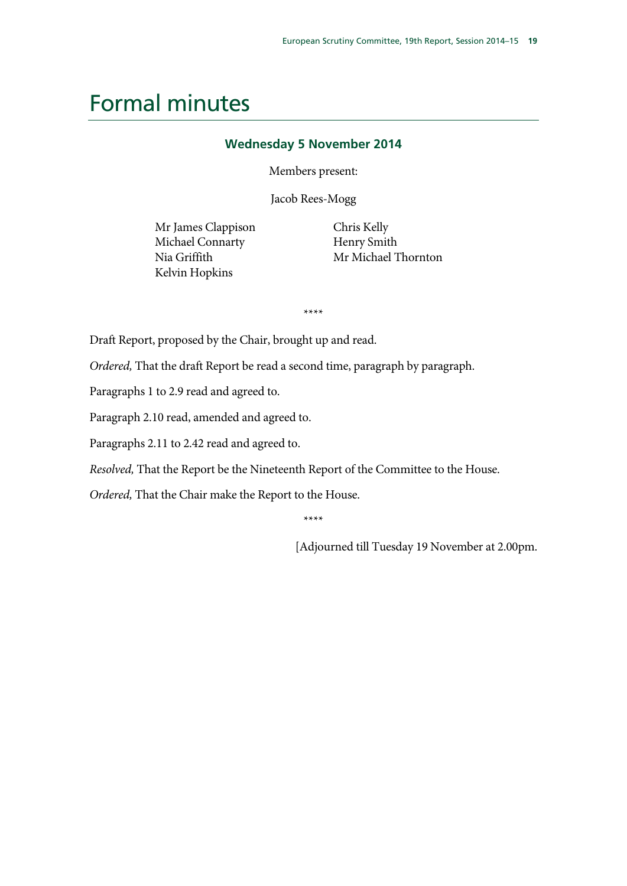# Formal minutes

### Wednesday 5 November 2014

Members present:

Jacob Rees-Mogg

Mr James Clappison
Michael Connarty
Nia Griffith
Kelvin Hopkins
Chris Kelly
Henry Smith
Mr Michael Thornton

\*\*\*\*

Draft Report, proposed by the Chair, brought up and read.

*Ordered,* That the draft Report be read a second time, paragraph by paragraph.

Paragraphs 1 to 2.9 read and agreed to.

Paragraph 2.10 read, amended and agreed to.

Paragraphs 2.11 to 2.42 read and agreed to.

*Resolved,* That the Report be the Nineteenth Report of the Committee to the House.

*Ordered,* That the Chair make the Report to the House.

\*\*\*\*

[Adjourned till Tuesday 19 November at 2.00pm.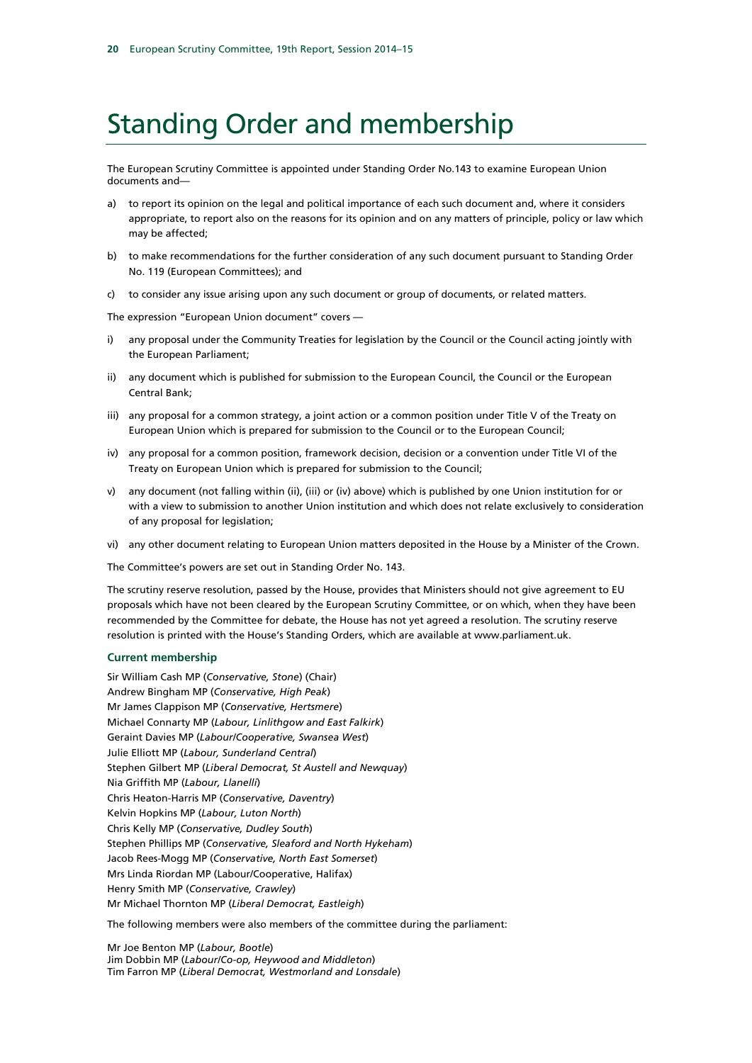# Standing Order and membership

The European Scrutiny Committee is appointed under Standing Order No.143 to examine European Union documents and—

a) to report its opinion on the legal and political importance of each such document and, where it considers appropriate, to report also on the reasons for its opinion and on any matters of principle, policy or law which may be affected;

b) to make recommendations for the further consideration of any such document pursuant to Standing Order No. 119 (European Committees); and

c) to consider any issue arising upon any such document or group of documents, or related matters.

The expression "European Union document" covers —

i) any proposal under the Community Treaties for legislation by the Council or the Council acting jointly with the European Parliament;

ii) any document which is published for submission to the European Council, the Council or the European Central Bank;

iii) any proposal for a common strategy, a joint action or a common position under Title V of the Treaty on European Union which is prepared for submission to the Council or to the European Council;

iv) any proposal for a common position, framework decision, decision or a convention under Title VI of the Treaty on European Union which is prepared for submission to the Council;

v) any document (not falling within (ii), (iii) or (iv) above) which is published by one Union institution for or with a view to submission to another Union institution and which does not relate exclusively to consideration of any proposal for legislation;

vi) any other document relating to European Union matters deposited in the House by a Minister of the Crown.

The Committee's powers are set out in Standing Order No. 143.

The scrutiny reserve resolution, passed by the House, provides that Ministers should not give agreement to EU proposals which have not been cleared by the European Scrutiny Committee, or on which, when they have been recommended by the Committee for debate, the House has not yet agreed a resolution. The scrutiny reserve resolution is printed with the House's Standing Orders, which are available at www.parliament.uk.

### Current membership

Sir William Cash MP (*Conservative, Stone*) (Chair)
Andrew Bingham MP (*Conservative, High Peak*)
Mr James Clappison MP (*Conservative, Hertsmere*)
Michael Connarty MP (*Labour, Linlithgow and East Falkirk*)
Geraint Davies MP (*Labour/Cooperative, Swansea West*)
Julie Elliott MP (*Labour, Sunderland Central*)
Stephen Gilbert MP (*Liberal Democrat, St Austell and Newquay*)
Nia Griffith MP (*Labour, Llanelli*)
Chris Heaton-Harris MP (*Conservative, Daventry*)
Kelvin Hopkins MP (*Labour, Luton North*)
Chris Kelly MP (*Conservative, Dudley South*)
Stephen Phillips MP (*Conservative, Sleaford and North Hykeham*)
Jacob Rees-Mogg MP (*Conservative, North East Somerset*)
Mrs Linda Riordan MP (Labour/Cooperative, Halifax)
Henry Smith MP (*Conservative, Crawley*)
Mr Michael Thornton MP (*Liberal Democrat, Eastleigh*)

The following members were also members of the committee during the parliament:

Mr Joe Benton MP (*Labour, Bootle*)
Jim Dobbin MP (*Labour/Co-op, Heywood and Middleton*)
Tim Farron MP (*Liberal Democrat, Westmorland and Lonsdale*)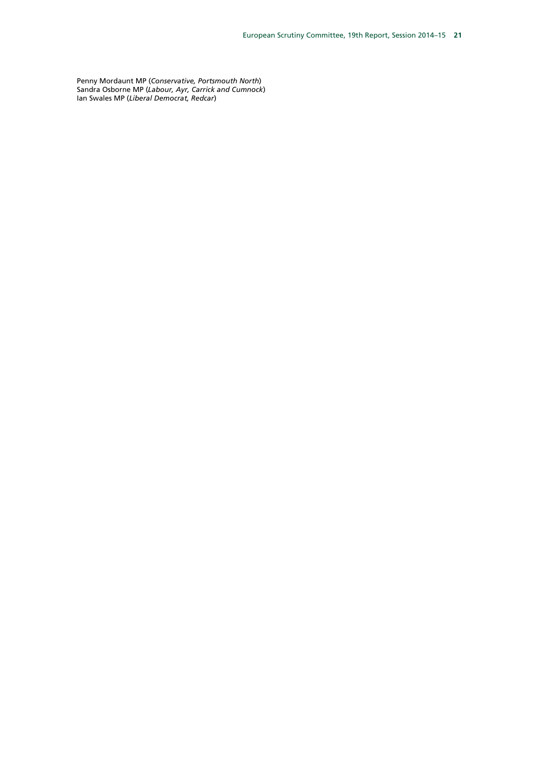Penny Mordaunt MP (*Conservative, Portsmouth North*)
Sandra Osborne MP (*Labour, Ayr, Carrick and Cumnock*)
Ian Swales MP (*Liberal Democrat, Redcar*)